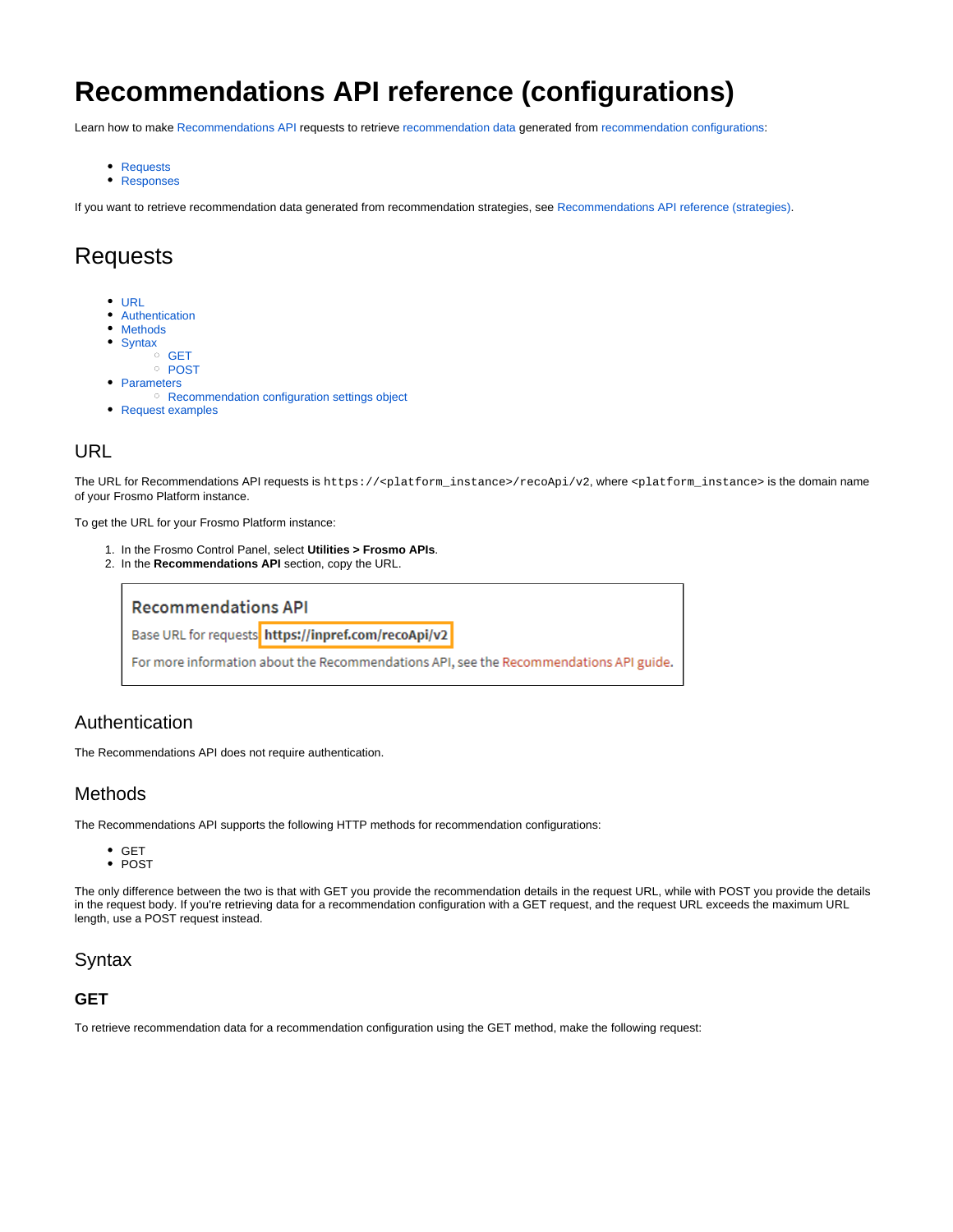# Recommendations API reference (configurations)

Learn how to make Recommendations API requests to retrieve recommendation data generated from recommendation configurations:

- Requests
- Responses

If you want to retrieve recommendation data generated from recommendation strategies, see Recommendations API reference (strategies).

## Requests

- URL
- Authentication
- Methods
- Syntax
  - GET
  - POST
- Parameters
  - Recommendation configuration settings object
- Request examples

### URL

The URL for Recommendations API requests is `https://<platform_instance>/recoApi/v2`, where `<platform_instance>` is the domain name of your Frosmo Platform instance.

To get the URL for your Frosmo Platform instance:

1. In the Frosmo Control Panel, select **Utilities > Frosmo APIs**.
2. In the **Recommendations API** section, copy the URL.

> **Recommendations API**
>
> Base URL for requests **https://inpref.com/recoApi/v2**
>
> For more information about the Recommendations API, see the Recommendations API guide.

### Authentication

The Recommendations API does not require authentication.

### Methods

The Recommendations API supports the following HTTP methods for recommendation configurations:

- GET
- POST

The only difference between the two is that with GET you provide the recommendation details in the request URL, while with POST you provide the details in the request body. If you're retrieving data for a recommendation configuration with a GET request, and the request URL exceeds the maximum URL length, use a POST request instead.

### Syntax

#### GET

To retrieve recommendation data for a recommendation configuration using the GET method, make the following request: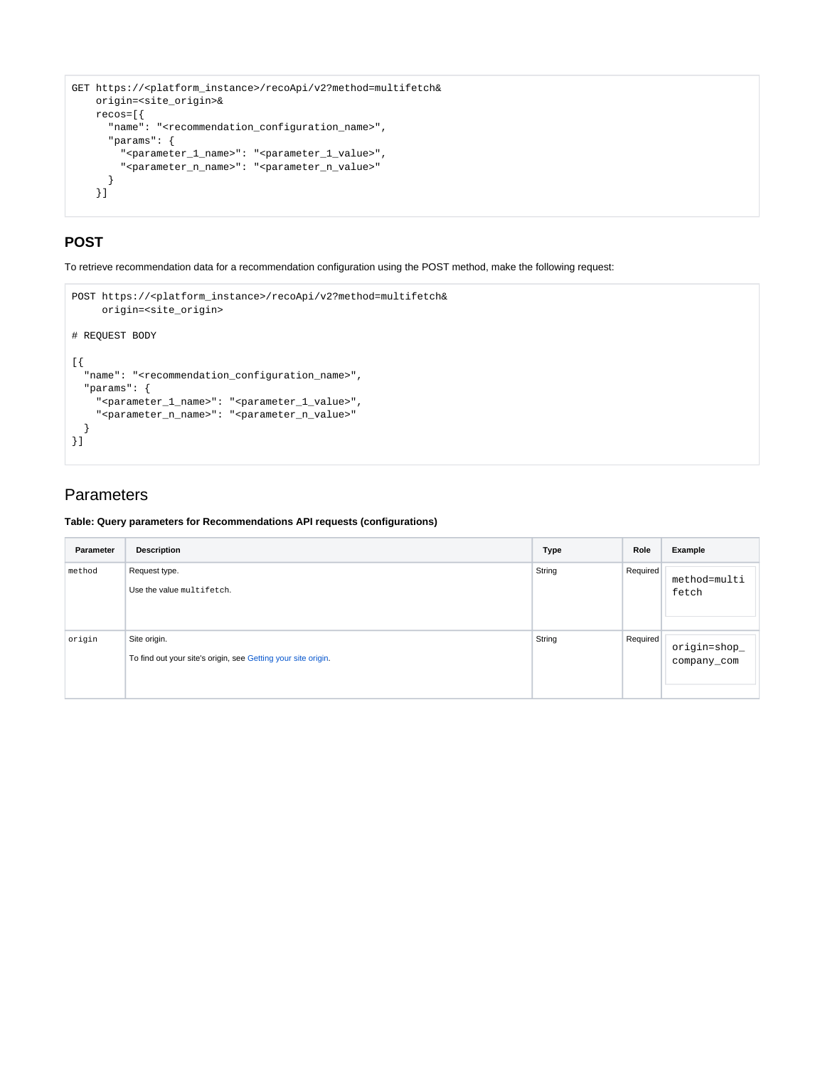```
GET https://<platform_instance>/recoApi/v2?method=multifetch&
    origin=<site_origin>&
    recos=[{
      "name": "<recommendation_configuration_name>",
      "params": {
        "<parameter_1_name>": "<parameter_1_value>",
        "<parameter_n_name>": "<parameter_n_value>"
      }
    }]
```

## POST

To retrieve recommendation data for a recommendation configuration using the POST method, make the following request:

```
POST https://<platform_instance>/recoApi/v2?method=multifetch&
     origin=<site_origin>

# REQUEST BODY

[{
  "name": "<recommendation_configuration_name>",
  "params": {
    "<parameter_1_name>": "<parameter_1_value>",
    "<parameter_n_name>": "<parameter_n_value>"
  }
}]
```

# Parameters

**Table: Query parameters for Recommendations API requests (configurations)**

| Parameter | Description | Type | Role | Example |
|---|---|---|---|---|
| `method` | Request type.<br><br>Use the value `multifetch`. | String | Required | `method=multifetch` |
| `origin` | Site origin.<br><br>To find out your site's origin, see Getting your site origin. | String | Required | `origin=shop_company_com` |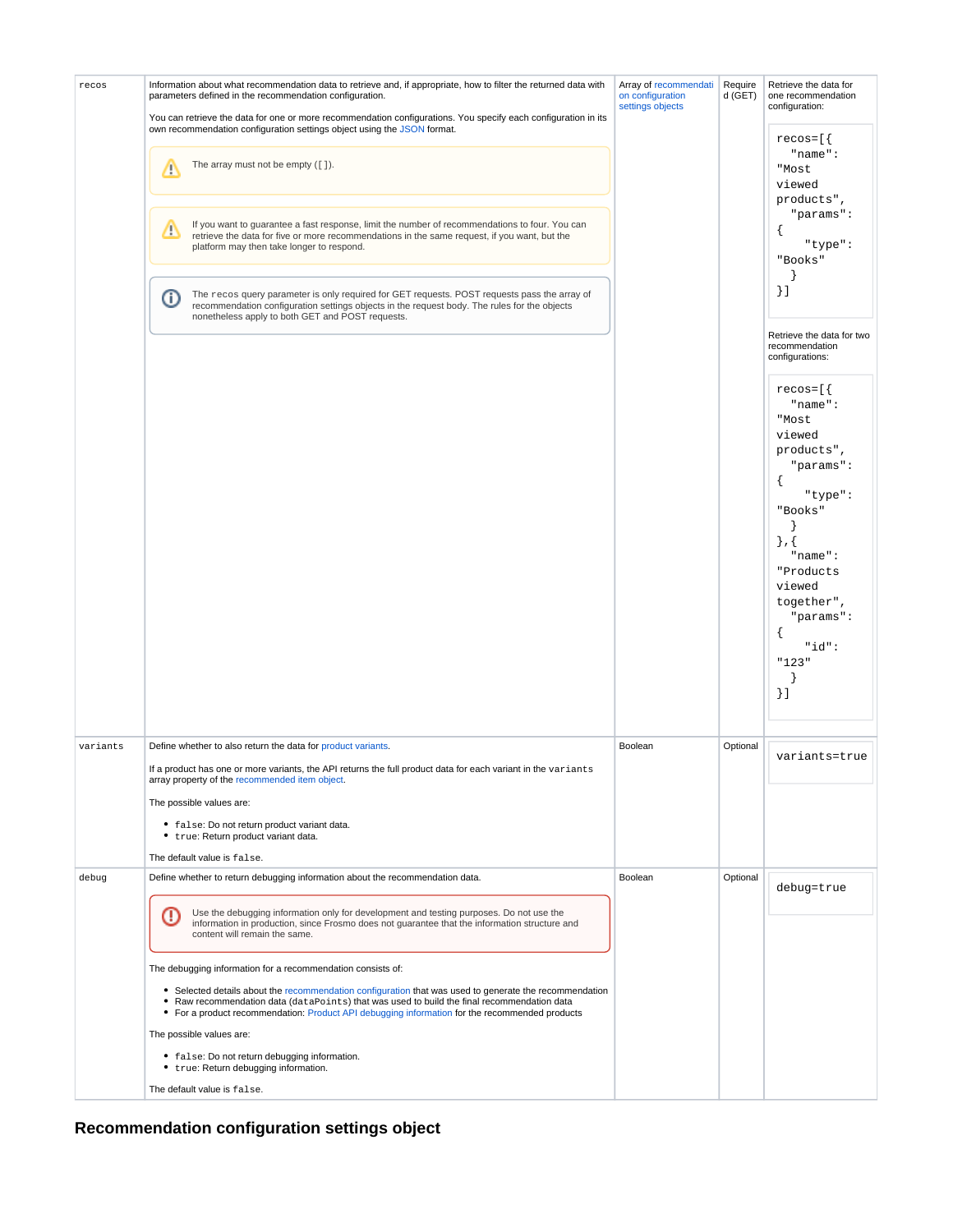| recos | Information about what recommendation data to retrieve and, if appropriate, how to filter the returned data with parameters defined in the recommendation configuration.<br><br>You can retrieve the data for one or more recommendation configurations. You specify each configuration in its own recommendation configuration settings object using the JSON format.<br><br>⚠ The array must not be empty (`[]`).<br><br>⚠ If you want to guarantee a fast response, limit the number of recommendations to four. You can retrieve the data for five or more recommendations in the same request, if you want, but the platform may then take longer to respond.<br><br>ⓘ The `recos` query parameter is only required for GET requests. POST requests pass the array of recommendation configuration settings objects in the request body. The rules for the objects nonetheless apply to both GET and POST requests. | Array of recommendation configuration settings objects | Required (GET) | Retrieve the data for one recommendation configuration:<br><br>`recos=[{ "name": "Most viewed products", "params": { "type": "Books" } }]`<br><br>Retrieve the data for two recommendation configurations:<br><br>`recos=[{ "name": "Most viewed products", "params": { "type": "Books" } },{ "name": "Products viewed together", "params": { "id": "123" } }]` |
|---|---|---|---|---|
| variants | Define whether to also return the data for product variants.<br><br>If a product has one or more variants, the API returns the full product data for each variant in the `variants` array property of the recommended item object.<br><br>The possible values are:<br><br>• `false`: Do not return product variant data.<br>• `true`: Return product variant data.<br><br>The default value is `false`. | Boolean | Optional | `variants=true` |
| debug | Define whether to return debugging information about the recommendation data.<br><br>ⓘ Use the debugging information only for development and testing purposes. Do not use the information in production, since Frosmo does not guarantee that the information structure and content will remain the same.<br><br>The debugging information for a recommendation consists of:<br><br>• Selected details about the recommendation configuration that was used to generate the recommendation<br>• Raw recommendation data (`dataPoints`) that was used to build the final recommendation data<br>• For a product recommendation: Product API debugging information for the recommended products<br><br>The possible values are:<br><br>• `false`: Do not return debugging information.<br>• `true`: Return debugging information.<br><br>The default value is `false`. | Boolean | Optional | `debug=true` |

## Recommendation configuration settings object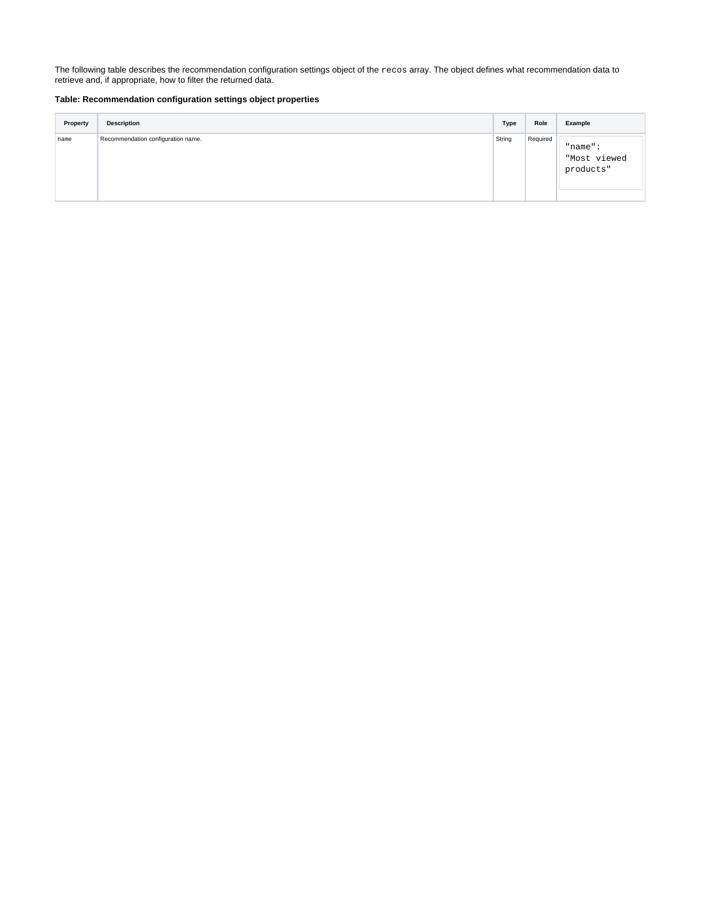The following table describes the recommendation configuration settings object of the `recos` array. The object defines what recommendation data to retrieve and, if appropriate, how to filter the returned data.

**Table: Recommendation configuration settings object properties**

| Property | Description | Type | Role | Example |
|---|---|---|---|---|
| `name` | Recommendation configuration name. | String | Required | `"name": "Most viewed products"` |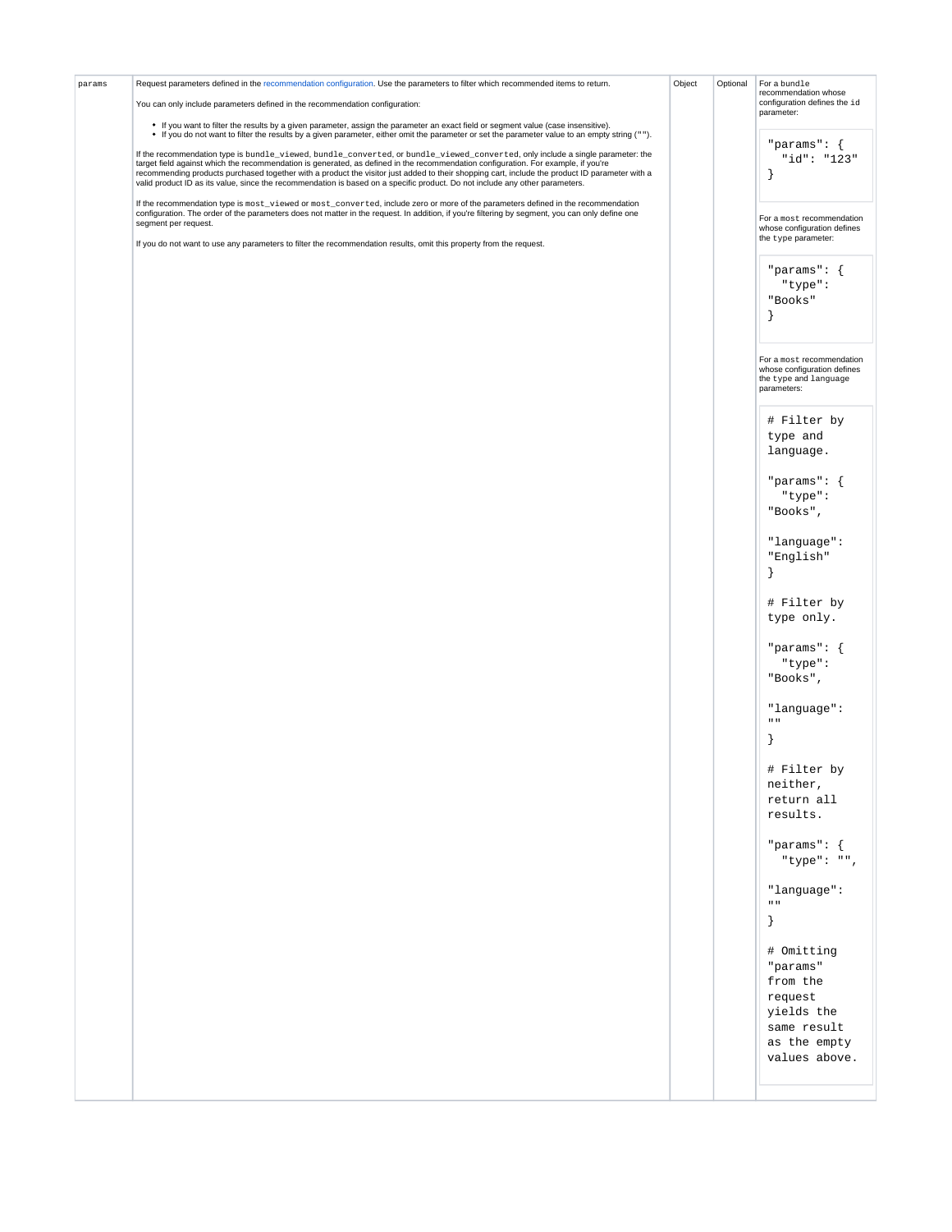| params | Request parameters defined in the recommendation configuration. Use the parameters to filter which recommended items to return.<br><br>You can only include parameters defined in the recommendation configuration:<br><br>• If you want to filter the results by a given parameter, assign the parameter an exact field or segment value (case insensitive).<br>• If you do not want to filter the results by a given parameter, either omit the parameter or set the parameter value to an empty string (`""`).<br><br>If the recommendation type is `bundle_viewed`, `bundle_converted`, or `bundle_viewed_converted`, only include a single parameter: the target field against which the recommendation is generated, as defined in the recommendation configuration. For example, if you're recommending products purchased together with a product the visitor just added to their shopping cart, include the product ID parameter with a valid product ID as its value, since the recommendation is based on a specific product. Do not include any other parameters.<br><br>If the recommendation type is `most_viewed` or `most_converted`, include zero or more of the parameters defined in the recommendation configuration. The order of the parameters does not matter in the request. In addition, if you're filtering by segment, you can only define one segment per request.<br><br>If you do not want to use any parameters to filter the recommendation results, omit this property from the request. | Object | Optional | For a `bundle` recommendation whose configuration defines the `id` parameter:<br><br>`"params": { "id": "123" }`<br><br>For a `most` recommendation whose configuration defines the `type` parameter:<br><br>`"params": { "type": "Books" }`<br><br>For a `most` recommendation whose configuration defines the `type` and `language` parameters:<br><br>`# Filter by type and language.`<br><br>`"params": { "type": "Books", "language": "English" }`<br><br>`# Filter by type only.`<br><br>`"params": { "type": "Books", "language": "" }`<br><br>`# Filter by neither, return all results.`<br><br>`"params": { "type": "", "language": "" }`<br><br>`# Omitting "params" from the request yields the same result as the empty values above.` |
|---|---|---|---|---|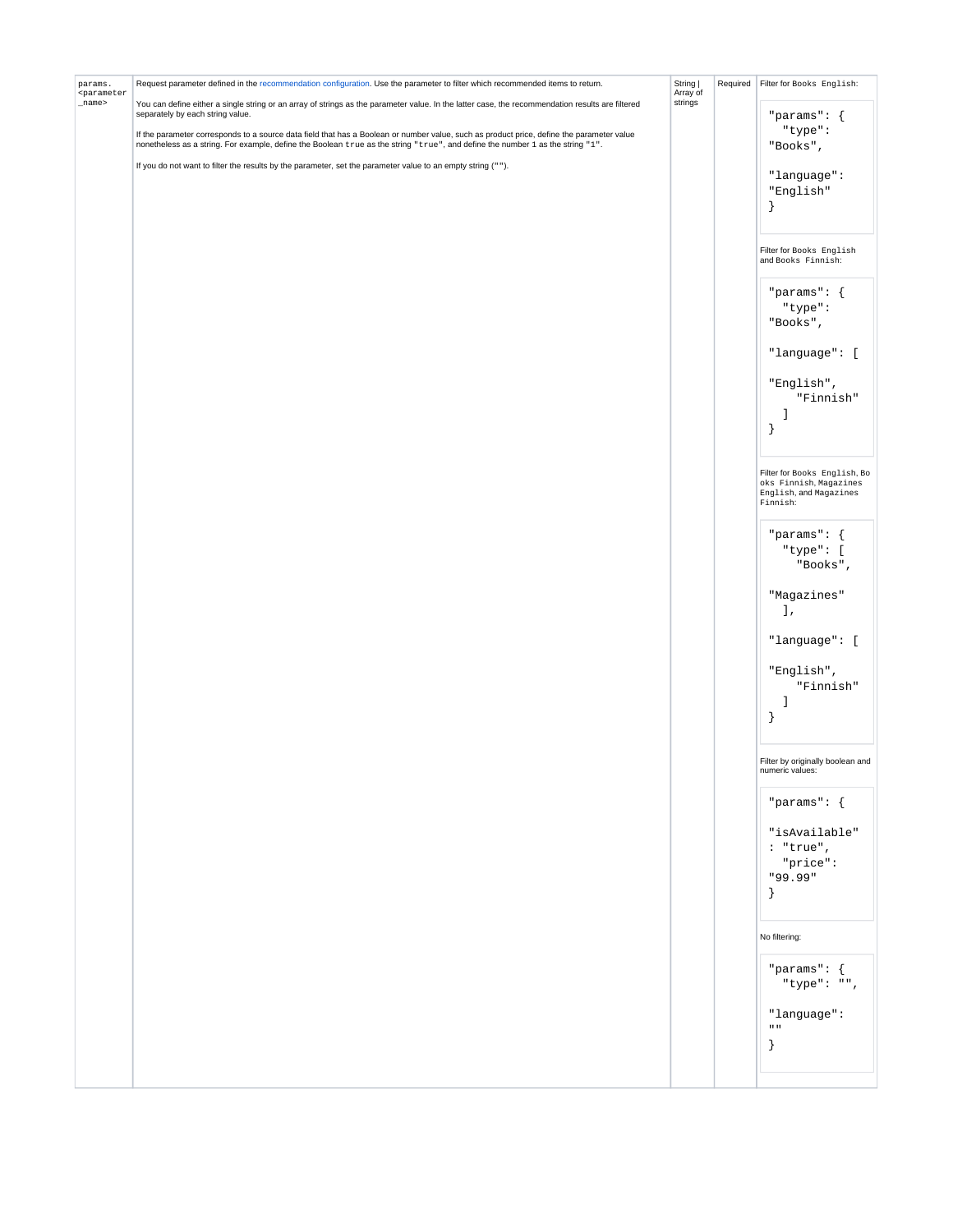| | | | | |
|---|---|---|---|---|
| `params.<parameter_name>` | Request parameter defined in the recommendation configuration. Use the parameter to filter which recommended items to return.<br><br>You can define either a single string or an array of strings as the parameter value. In the latter case, the recommendation results are filtered separately by each string value.<br><br>If the parameter corresponds to a source data field that has a Boolean or number value, such as product price, define the parameter value nonetheless as a string. For example, define the Boolean `true` as the string `"true"`, and define the number `1` as the string `"1"`.<br><br>If you do not want to filter the results by the parameter, set the parameter value to an empty string (`""`). | String \| Array of strings | Required | Filter for `Books English`:<br><br>`"params": { "type": "Books", "language": "English" }`<br><br>Filter for `Books English` and `Books Finnish`:<br><br>`"params": { "type": "Books", "language": [ "English", "Finnish" ] }`<br><br>Filter for `Books English`, `Books Finnish`, `Magazines English`, and `Magazines Finnish`:<br><br>`"params": { "type": [ "Books", "Magazines" ], "language": [ "English", "Finnish" ] }`<br><br>Filter by originally boolean and numeric values:<br><br>`"params": { "isAvailable": "true", "price": "99.99" }`<br><br>No filtering:<br><br>`"params": { "type": "", "language": "" }` |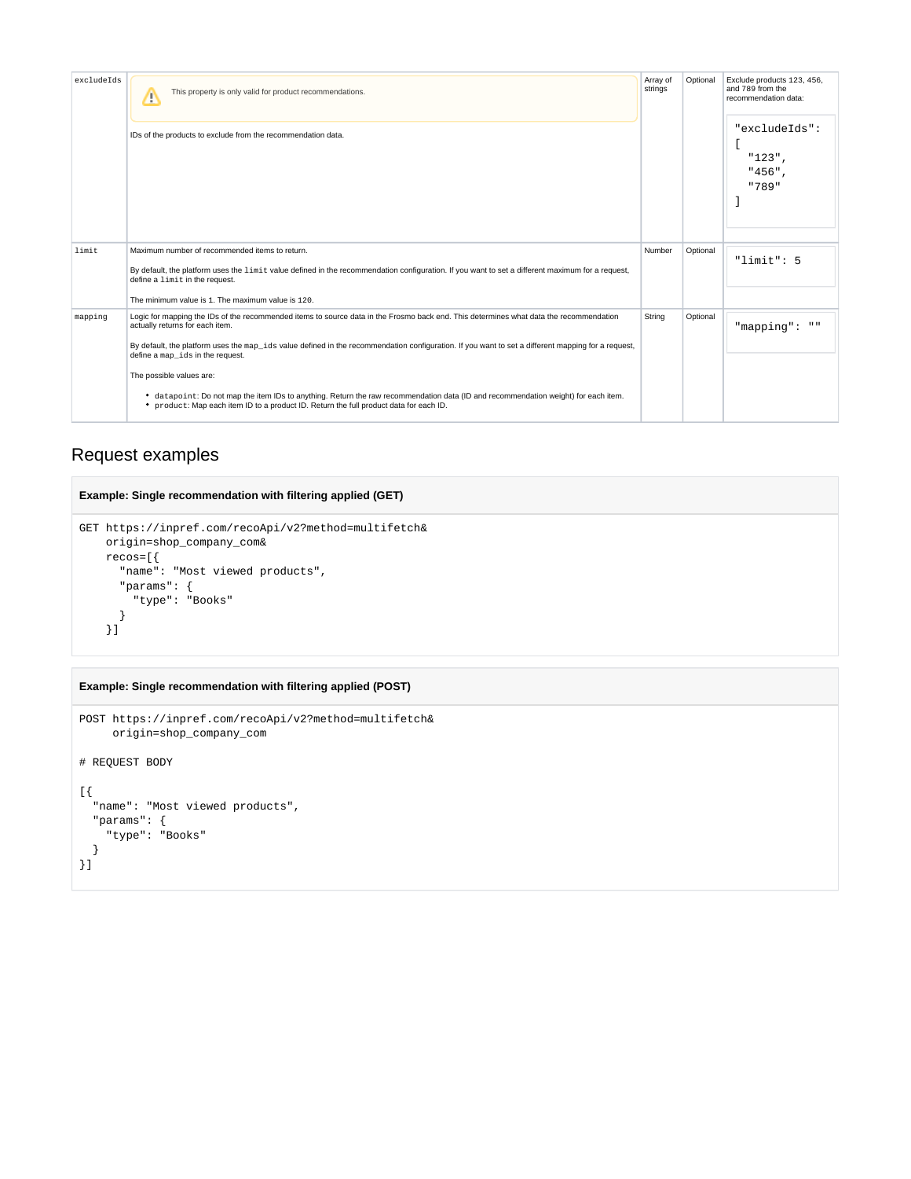| | | | | |
|---|---|---|---|---|
| excludeIds | ⚠ This property is only valid for product recommendations.<br><br>IDs of the products to exclude from the recommendation data. | Array of strings | Optional | Exclude products 123, 456, and 789 from the recommendation data:<br><br>`"excludeIds": [ "123", "456", "789" ]` |
| limit | Maximum number of recommended items to return.<br><br>By default, the platform uses the `limit` value defined in the recommendation configuration. If you want to set a different maximum for a request, define a `limit` in the request.<br><br>The minimum value is 1. The maximum value is `120`. | Number | Optional | `"limit": 5` |
| mapping | Logic for mapping the IDs of the recommended items to source data in the Frosmo back end. This determines what data the recommendation actually returns for each item.<br><br>By default, the platform uses the `map_ids` value defined in the recommendation configuration. If you want to set a different mapping for a request, define a `map_ids` in the request.<br><br>The possible values are:<br><br>• `datapoint`: Do not map the item IDs to anything. Return the raw recommendation data (ID and recommendation weight) for each item.<br>• `product`: Map each item ID to a product ID. Return the full product data for each ID. | String | Optional | `"mapping": ""` |

## Request examples

**Example: Single recommendation with filtering applied (GET)**

```
GET https://inpref.com/recoApi/v2?method=multifetch&
    origin=shop_company_com&
    recos=[{
      "name": "Most viewed products",
      "params": {
        "type": "Books"
      }
    }]
```

**Example: Single recommendation with filtering applied (POST)**

```
POST https://inpref.com/recoApi/v2?method=multifetch&
     origin=shop_company_com

# REQUEST BODY

[{
  "name": "Most viewed products",
  "params": {
    "type": "Books"
  }
}]
```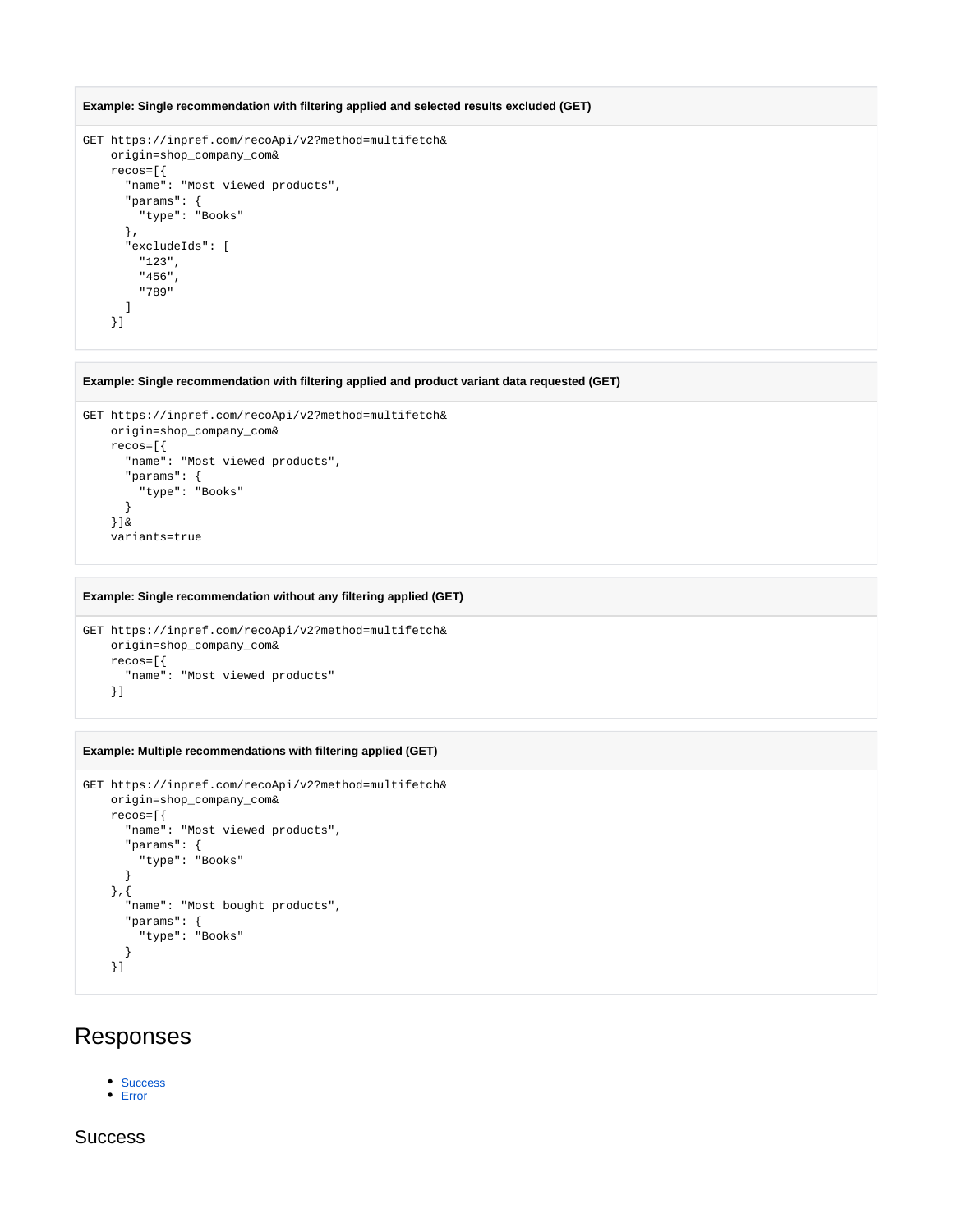**Example: Single recommendation with filtering applied and selected results excluded (GET)**

```
GET https://inpref.com/recoApi/v2?method=multifetch&
    origin=shop_company_com&
    recos=[{
      "name": "Most viewed products",
      "params": {
        "type": "Books"
      },
      "excludeIds": [
        "123",
        "456",
        "789"
      ]
    }]
```

**Example: Single recommendation with filtering applied and product variant data requested (GET)**

```
GET https://inpref.com/recoApi/v2?method=multifetch&
    origin=shop_company_com&
    recos=[{
      "name": "Most viewed products",
      "params": {
        "type": "Books"
      }
    }]&
    variants=true
```

**Example: Single recommendation without any filtering applied (GET)**

```
GET https://inpref.com/recoApi/v2?method=multifetch&
    origin=shop_company_com&
    recos=[{
      "name": "Most viewed products"
    }]
```

**Example: Multiple recommendations with filtering applied (GET)**

```
GET https://inpref.com/recoApi/v2?method=multifetch&
    origin=shop_company_com&
    recos=[{
      "name": "Most viewed products",
      "params": {
        "type": "Books"
      }
    },{
      "name": "Most bought products",
      "params": {
        "type": "Books"
      }
    }]
```

# Responses

- Success
- Error

## Success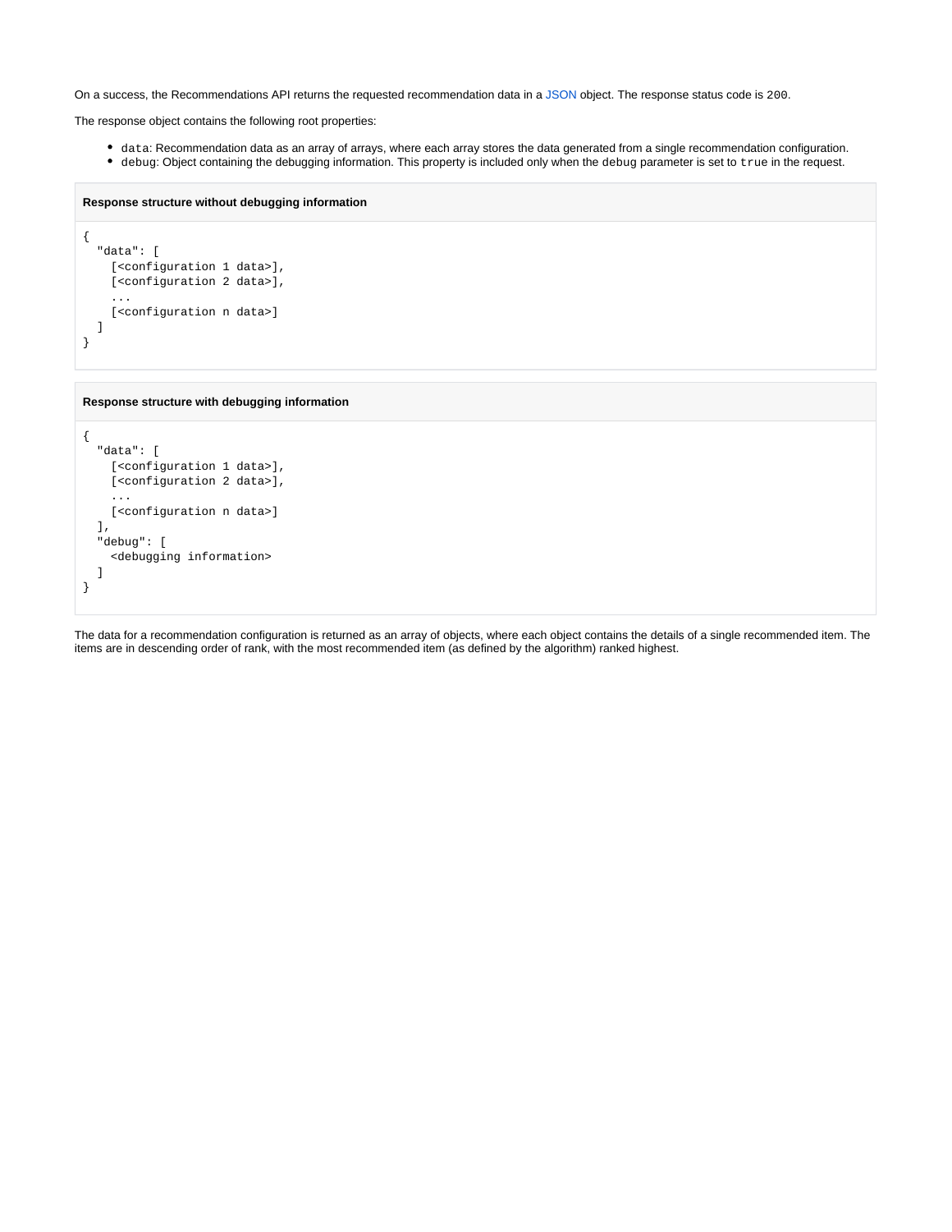On a success, the Recommendations API returns the requested recommendation data in a JSON object. The response status code is `200`.

The response object contains the following root properties:

- `data`: Recommendation data as an array of arrays, where each array stores the data generated from a single recommendation configuration.
- `debug`: Object containing the debugging information. This property is included only when the `debug` parameter is set to `true` in the request.

**Response structure without debugging information**

```
{
  "data": [
    [<configuration 1 data>],
    [<configuration 2 data>],
    ...
    [<configuration n data>]
  ]
}
```

**Response structure with debugging information**

```
{
  "data": [
    [<configuration 1 data>],
    [<configuration 2 data>],
    ...
    [<configuration n data>]
  ],
  "debug": [
    <debugging information>
  ]
}
```

The data for a recommendation configuration is returned as an array of objects, where each object contains the details of a single recommended item. The items are in descending order of rank, with the most recommended item (as defined by the algorithm) ranked highest.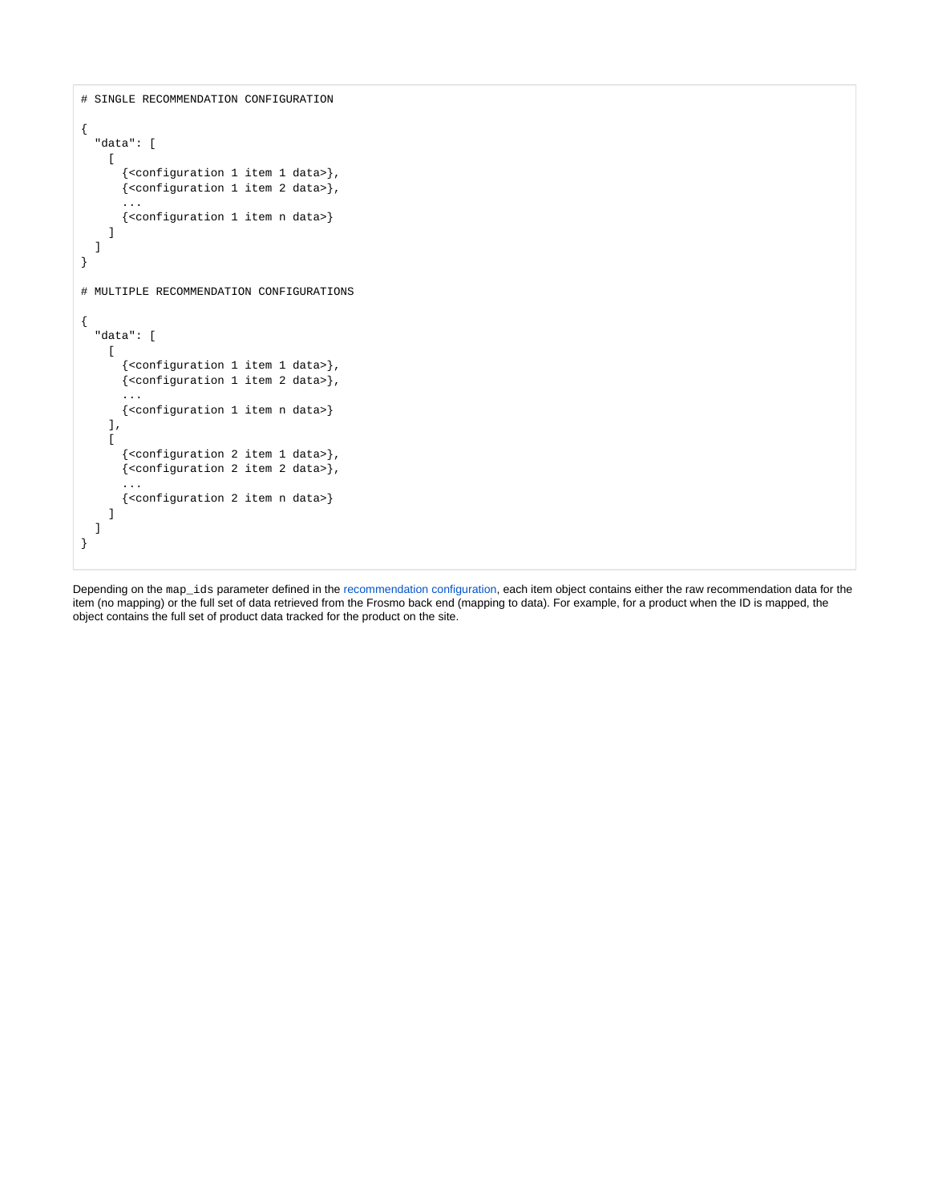```
# SINGLE RECOMMENDATION CONFIGURATION

{
  "data": [
    [
      {<configuration 1 item 1 data>},
      {<configuration 1 item 2 data>},
      ...
      {<configuration 1 item n data>}
    ]
  ]
}

# MULTIPLE RECOMMENDATION CONFIGURATIONS

{
  "data": [
    [
      {<configuration 1 item 1 data>},
      {<configuration 1 item 2 data>},
      ...
      {<configuration 1 item n data>}
    ],
    [
      {<configuration 2 item 1 data>},
      {<configuration 2 item 2 data>},
      ...
      {<configuration 2 item n data>}
    ]
  ]
}
```

Depending on the `map_ids` parameter defined in the recommendation configuration, each item object contains either the raw recommendation data for the item (no mapping) or the full set of data retrieved from the Frosmo back end (mapping to data). For example, for a product when the ID is mapped, the object contains the full set of product data tracked for the product on the site.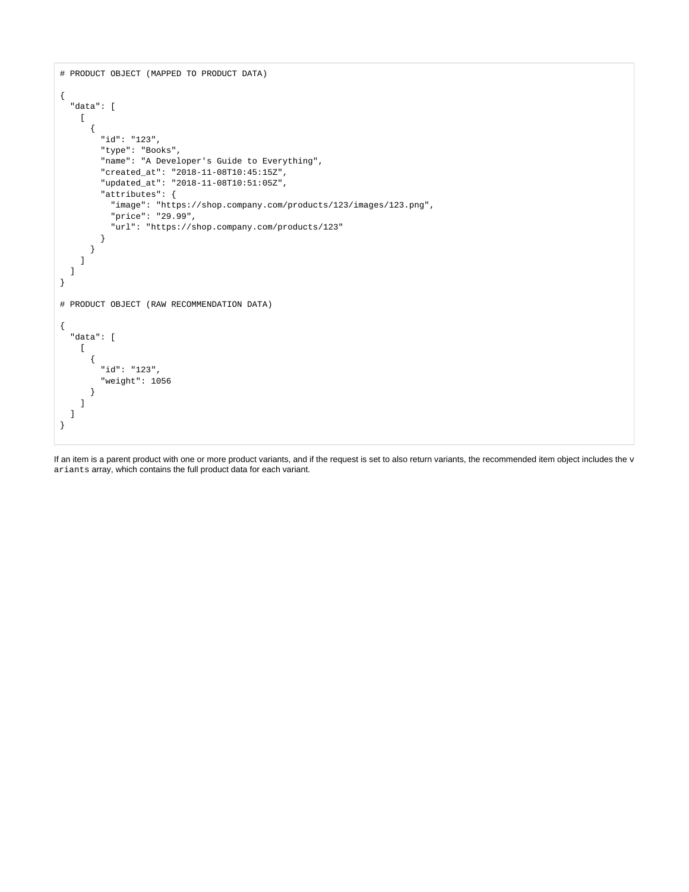```
# PRODUCT OBJECT (MAPPED TO PRODUCT DATA)

{
  "data": [
    [
      {
        "id": "123",
        "type": "Books",
        "name": "A Developer's Guide to Everything",
        "created_at": "2018-11-08T10:45:15Z",
        "updated_at": "2018-11-08T10:51:05Z",
        "attributes": {
          "image": "https://shop.company.com/products/123/images/123.png",
          "price": "29.99",
          "url": "https://shop.company.com/products/123"
        }
      }
    ]
  ]
}

# PRODUCT OBJECT (RAW RECOMMENDATION DATA)

{
  "data": [
    [
      {
        "id": "123",
        "weight": 1056
      }
    ]
  ]
}
```

If an item is a parent product with one or more product variants, and if the request is set to also return variants, the recommended item object includes the `variants` array, which contains the full product data for each variant.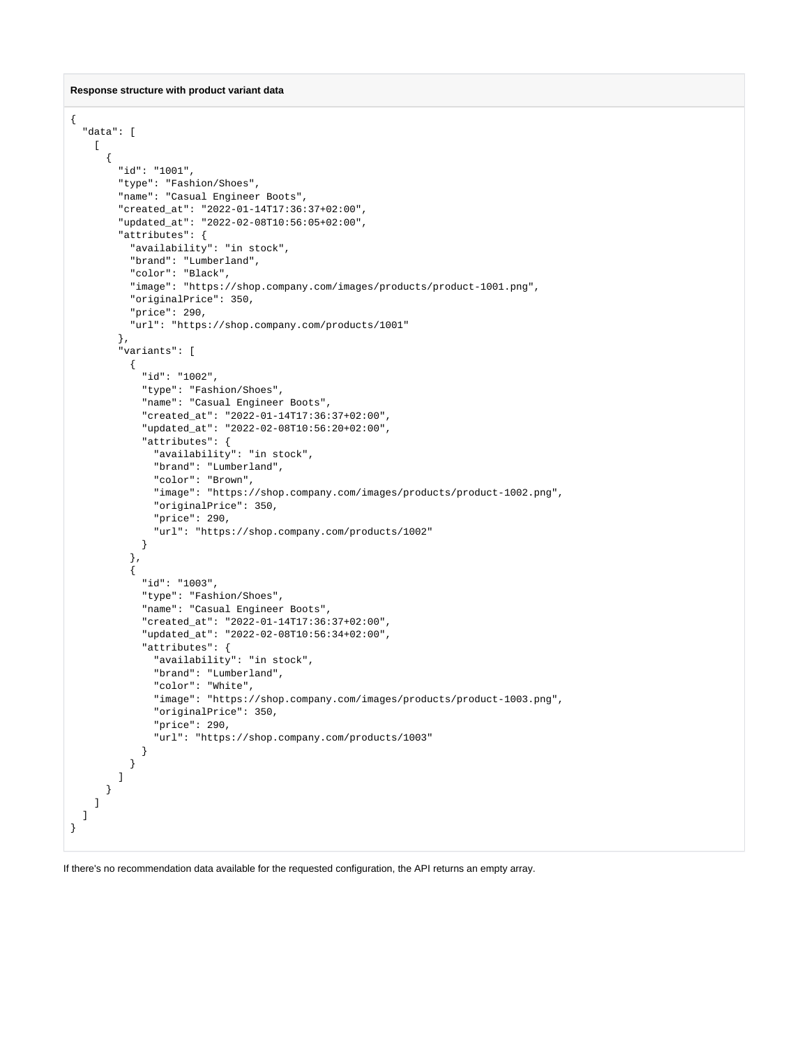**Response structure with product variant data**

```
{
  "data": [
    [
      {
        "id": "1001",
        "type": "Fashion/Shoes",
        "name": "Casual Engineer Boots",
        "created_at": "2022-01-14T17:36:37+02:00",
        "updated_at": "2022-02-08T10:56:05+02:00",
        "attributes": {
          "availability": "in stock",
          "brand": "Lumberland",
          "color": "Black",
          "image": "https://shop.company.com/images/products/product-1001.png",
          "originalPrice": 350,
          "price": 290,
          "url": "https://shop.company.com/products/1001"
        },
        "variants": [
          {
            "id": "1002",
            "type": "Fashion/Shoes",
            "name": "Casual Engineer Boots",
            "created_at": "2022-01-14T17:36:37+02:00",
            "updated_at": "2022-02-08T10:56:20+02:00",
            "attributes": {
              "availability": "in stock",
              "brand": "Lumberland",
              "color": "Brown",
              "image": "https://shop.company.com/images/products/product-1002.png",
              "originalPrice": 350,
              "price": 290,
              "url": "https://shop.company.com/products/1002"
            }
          },
          {
            "id": "1003",
            "type": "Fashion/Shoes",
            "name": "Casual Engineer Boots",
            "created_at": "2022-01-14T17:36:37+02:00",
            "updated_at": "2022-02-08T10:56:34+02:00",
            "attributes": {
              "availability": "in stock",
              "brand": "Lumberland",
              "color": "White",
              "image": "https://shop.company.com/images/products/product-1003.png",
              "originalPrice": 350,
              "price": 290,
              "url": "https://shop.company.com/products/1003"
            }
          }
        ]
      }
    ]
  ]
}
```

If there's no recommendation data available for the requested configuration, the API returns an empty array.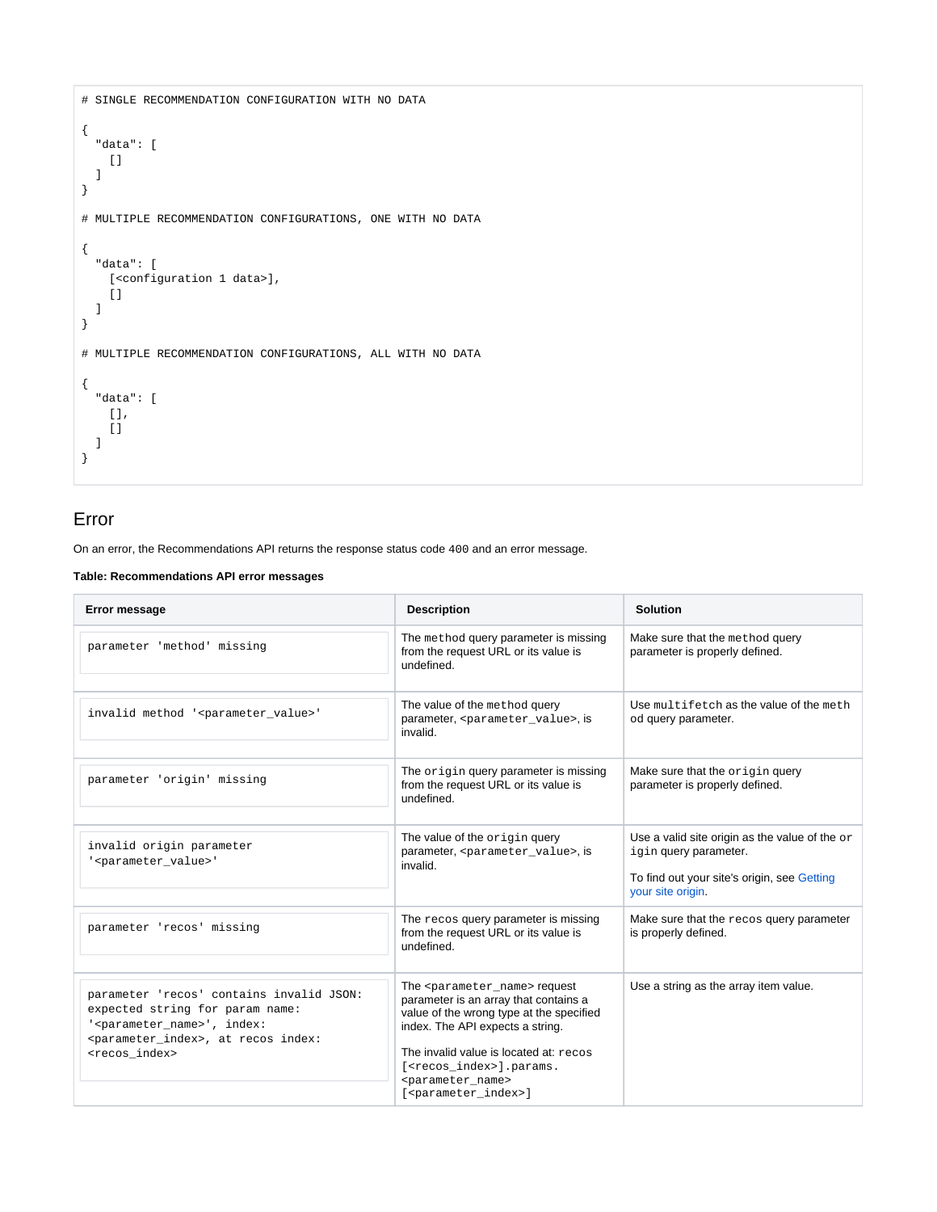```
# SINGLE RECOMMENDATION CONFIGURATION WITH NO DATA

{
  "data": [
    []
  ]
}

# MULTIPLE RECOMMENDATION CONFIGURATIONS, ONE WITH NO DATA

{
  "data": [
    [<configuration 1 data>],
    []
  ]
}

# MULTIPLE RECOMMENDATION CONFIGURATIONS, ALL WITH NO DATA

{
  "data": [
    [],
    []
  ]
}
```

## Error

On an error, the Recommendations API returns the response status code `400` and an error message.

**Table: Recommendations API error messages**

| Error message | Description | Solution |
| --- | --- | --- |
| `parameter 'method' missing` | The `method` query parameter is missing from the request URL or its value is undefined. | Make sure that the `method` query parameter is properly defined. |
| `invalid method '<parameter_value>'` | The value of the `method` query parameter, `<parameter_value>`, is invalid. | Use `multifetch` as the value of the `method` query parameter. |
| `parameter 'origin' missing` | The `origin` query parameter is missing from the request URL or its value is undefined. | Make sure that the `origin` query parameter is properly defined. |
| `invalid origin parameter '<parameter_value>'` | The value of the `origin` query parameter, `<parameter_value>`, is invalid. | Use a valid site origin as the value of the `origin` query parameter.<br><br>To find out your site's origin, see Getting your site origin. |
| `parameter 'recos' missing` | The `recos` query parameter is missing from the request URL or its value is undefined. | Make sure that the `recos` query parameter is properly defined. |
| `parameter 'recos' contains invalid JSON: expected string for param name: '<parameter_name>', index: <parameter_index>, at recos index: <recos_index>` | The `<parameter_name>` request parameter is an array that contains a value of the wrong type at the specified index. The API expects a string.<br><br>The invalid value is located at: `recos[<recos_index>].params.<parameter_name>[<parameter_index>]` | Use a string as the array item value. |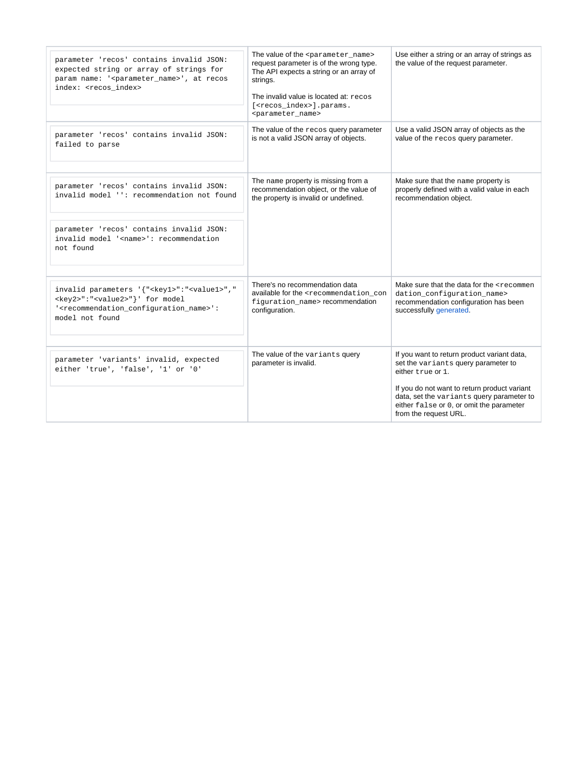| | | |
|---|---|---|
| `parameter 'recos' contains invalid JSON: expected string or array of strings for param name: '<parameter_name>', at recos index: <recos_index>` | The value of the `<parameter_name>` request parameter is of the wrong type. The API expects a string or an array of strings.<br><br>The invalid value is located at: `recos[<recos_index>].params.<parameter_name>` | Use either a string or an array of strings as the value of the request parameter. |
| `parameter 'recos' contains invalid JSON: failed to parse` | The value of the `recos` query parameter is not a valid JSON array of objects. | Use a valid JSON array of objects as the value of the `recos` query parameter. |
| `parameter 'recos' contains invalid JSON: invalid model '': recommendation not found`<br><br>`parameter 'recos' contains invalid JSON: invalid model '<name>': recommendation not found` | The `name` property is missing from a recommendation object, or the value of the property is invalid or undefined. | Make sure that the `name` property is properly defined with a valid value in each recommendation object. |
| `invalid parameters '{"<key1>":"<value1>","<key2>":"<value2>"}' for model '<recommendation_configuration_name>': model not found` | There's no recommendation data available for the `<recommendation_configuration_name>` recommendation configuration. | Make sure that the data for the `<recommendation_configuration_name>` recommendation configuration has been successfully generated. |
| `parameter 'variants' invalid, expected either 'true', 'false', '1' or '0'` | The value of the `variants` query parameter is invalid. | If you want to return product variant data, set the `variants` query parameter to either `true` or `1`.<br><br>If you do not want to return product variant data, set the `variants` query parameter to either `false` or `0`, or omit the parameter from the request URL. |